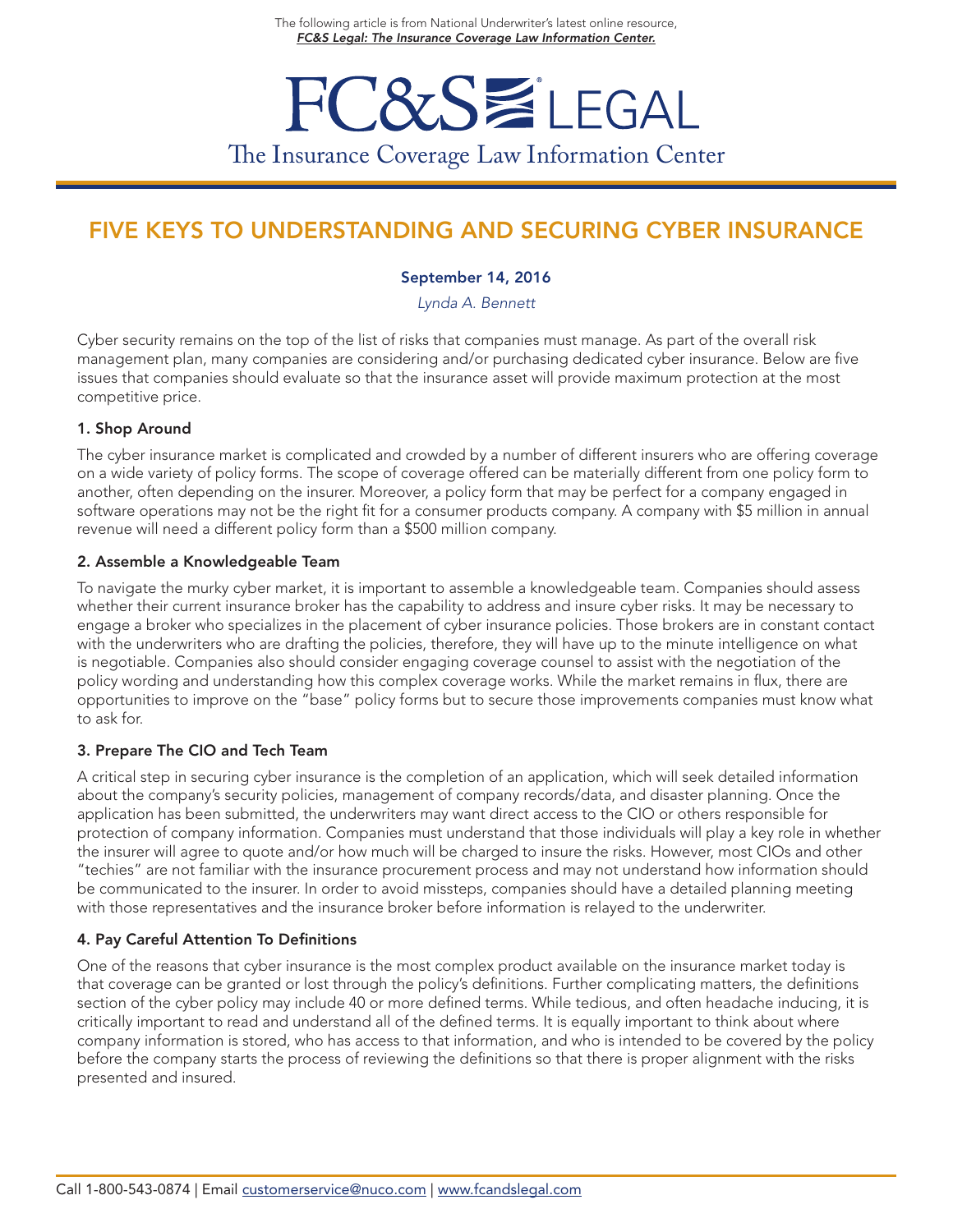The following article is from National Underwriter's latest online resource, *FC&S Legal: The Insurance Coverage Law Information Center.*

FC&S LEGAL

The Insurance Coverage Law Information Center

# FIVE KEYS TO UNDERSTANDING AND SECURING CYBER INSURANCE

**September 14, 2016**

*Lynda A. Bennett*

Cyber security remains on the top of the list of risks that companies must manage. As part of the overall risk management plan, many companies are considering and/or purchasing dedicated cyber insurance. Below are five issues that companies should evaluate so that the insurance asset will provide maximum protection at the most competitive price.

### 1. Shop Around

The cyber insurance market is complicated and crowded by a number of different insurers who are offering coverage on a wide variety of policy forms. The scope of coverage offered can be materially different from one policy form to another, often depending on the insurer. Moreover, a policy form that may be perfect for a company engaged in software operations may not be the right fit for a consumer products company. A company with $5 million in annual revenue will need a different policy form than a $500 million company.

### 2. Assemble a Knowledgeable Team

To navigate the murky cyber market, it is important to assemble a knowledgeable team. Companies should assess whether their current insurance broker has the capability to address and insure cyber risks. It may be necessary to engage a broker who specializes in the placement of cyber insurance policies. Those brokers are in constant contact with the underwriters who are drafting the policies, therefore, they will have up to the minute intelligence on what is negotiable. Companies also should consider engaging coverage counsel to assist with the negotiation of the policy wording and understanding how this complex coverage works. While the market remains in flux, there are opportunities to improve on the "base" policy forms but to secure those improvements companies must know what to ask for.

### 3. Prepare The CIO and Tech Team

A critical step in securing cyber insurance is the completion of an application, which will seek detailed information about the company's security policies, management of company records/data, and disaster planning. Once the application has been submitted, the underwriters may want direct access to the CIO or others responsible for protection of company information. Companies must understand that those individuals will play a key role in whether the insurer will agree to quote and/or how much will be charged to insure the risks. However, most CIOs and other "techies" are not familiar with the insurance procurement process and may not understand how information should be communicated to the insurer. In order to avoid missteps, companies should have a detailed planning meeting with those representatives and the insurance broker before information is relayed to the underwriter.

### 4. Pay Careful Attention To Definitions

One of the reasons that cyber insurance is the most complex product available on the insurance market today is that coverage can be granted or lost through the policy's definitions. Further complicating matters, the definitions section of the cyber policy may include 40 or more defined terms. While tedious, and often headache inducing, it is critically important to read and understand all of the defined terms. It is equally important to think about where company information is stored, who has access to that information, and who is intended to be covered by the policy before the company starts the process of reviewing the definitions so that there is proper alignment with the risks presented and insured.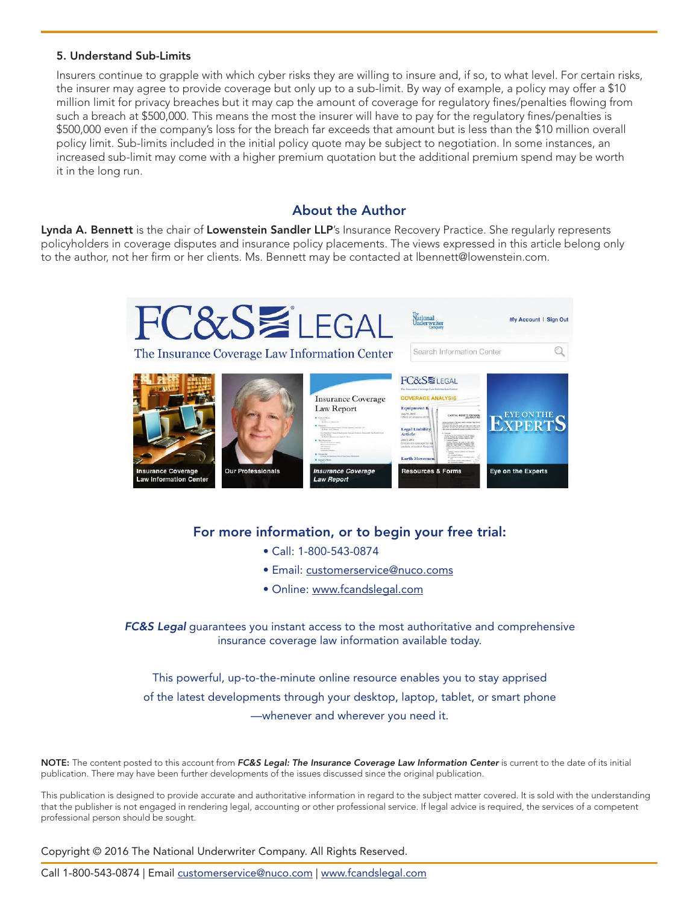### 5. Understand Sub-Limits

Insurers continue to grapple with which cyber risks they are willing to insure and, if so, to what level. For certain risks, the insurer may agree to provide coverage but only up to a sub-limit. By way of example, a policy may offer a $10 million limit for privacy breaches but it may cap the amount of coverage for regulatory fines/penalties flowing from such a breach at $500,000. This means the most the insurer will have to pay for the regulatory fines/penalties is $500,000 even if the company's loss for the breach far exceeds that amount but is less than the $10 million overall policy limit. Sub-limits included in the initial policy quote may be subject to negotiation. In some instances, an increased sub-limit may come with a higher premium quotation but the additional premium spend may be worth it in the long run.

## About the Author

**Lynda A. Bennett** is the chair of **Lowenstein Sandler LLP**'s Insurance Recovery Practice. She regularly represents policyholders in coverage disputes and insurance policy placements. The views expressed in this article belong only to the author, not her firm or her clients. Ms. Bennett may be contacted at lbennett@lowenstein.com.

FC&S LEGAL

The Insurance Coverage Law Information Center

Insurance Coverage Law Information Center | Our Professionals | Insurance Coverage Law Report | Resources & Forms | Eye on the Experts

### For more information, or to begin your free trial:

- Call: 1-800-543-0874
- Email: customerservice@nuco.coms
- Online: www.fcandslegal.com

***FC&S Legal*** guarantees you instant access to the most authoritative and comprehensive insurance coverage law information available today.

This powerful, up-to-the-minute online resource enables you to stay apprised of the latest developments through your desktop, laptop, tablet, or smart phone —whenever and wherever you need it.

**NOTE:** The content posted to this account from ***FC&S Legal: The Insurance Coverage Law Information Center*** is current to the date of its initial publication. There may have been further developments of the issues discussed since the original publication.

This publication is designed to provide accurate and authoritative information in regard to the subject matter covered. It is sold with the understanding that the publisher is not engaged in rendering legal, accounting or other professional service. If legal advice is required, the services of a competent professional person should be sought.

Copyright © 2016 The National Underwriter Company. All Rights Reserved.